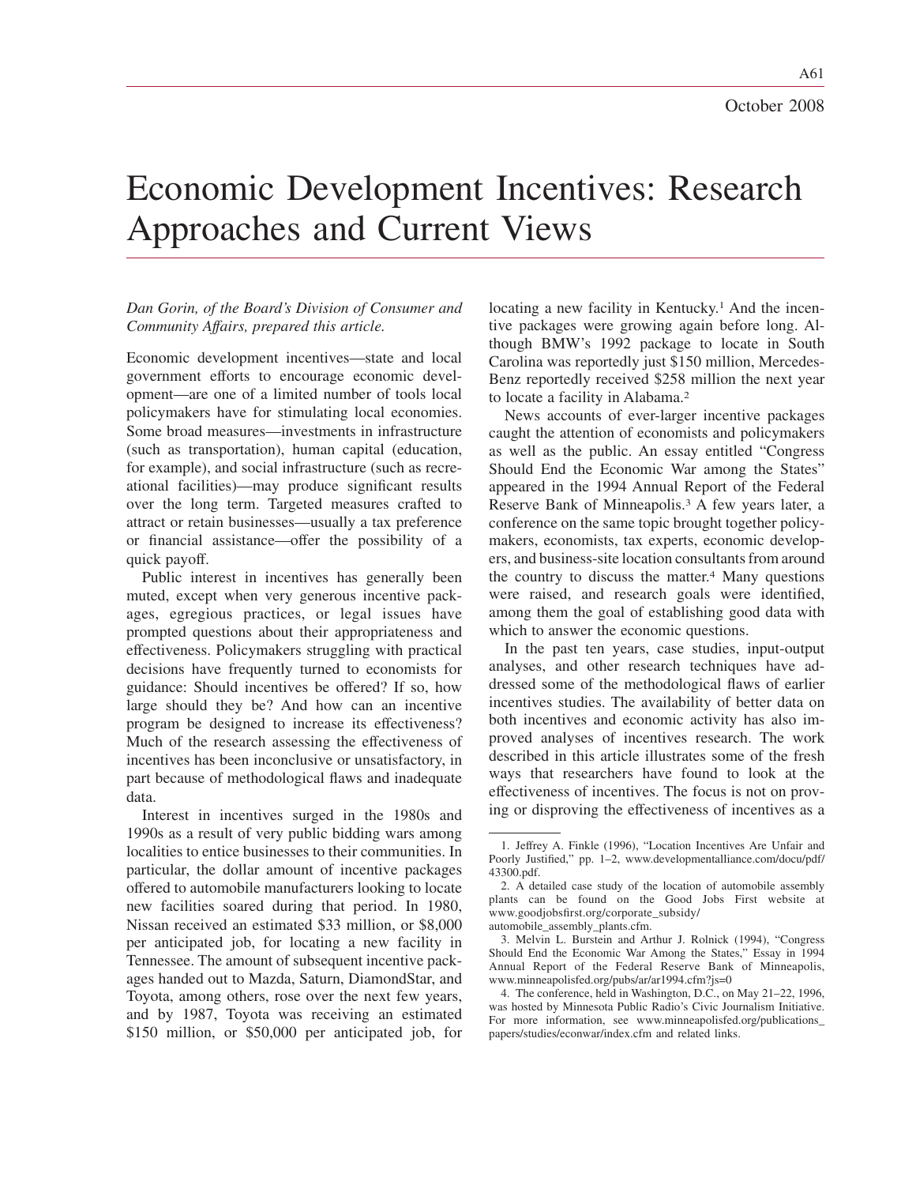October 2008

# Economic Development Incentives: Research Approaches and Current Views

*Dan Gorin, of the Board's Division of Consumer and Community Affairs, prepared this article.*

Economic development incentives—state and local government efforts to encourage economic development—are one of a limited number of tools local policymakers have for stimulating local economies. Some broad measures—investments in infrastructure (such as transportation), human capital (education, for example), and social infrastructure (such as recreational facilities)—may produce significant results over the long term. Targeted measures crafted to attract or retain businesses—usually a tax preference or financial assistance—offer the possibility of a quick payoff.

Public interest in incentives has generally been muted, except when very generous incentive packages, egregious practices, or legal issues have prompted questions about their appropriateness and effectiveness. Policymakers struggling with practical decisions have frequently turned to economists for guidance: Should incentives be offered? If so, how large should they be? And how can an incentive program be designed to increase its effectiveness? Much of the research assessing the effectiveness of incentives has been inconclusive or unsatisfactory, in part because of methodological flaws and inadequate data.

Interest in incentives surged in the 1980s and 1990s as a result of very public bidding wars among localities to entice businesses to their communities. In particular, the dollar amount of incentive packages offered to automobile manufacturers looking to locate new facilities soared during that period. In 1980, Nissan received an estimated $33 million, or $8,000 per anticipated job, for locating a new facility in Tennessee. The amount of subsequent incentive packages handed out to Mazda, Saturn, DiamondStar, and Toyota, among others, rose over the next few years, and by 1987, Toyota was receiving an estimated $150 million, or $50,000 per anticipated job, for locating a new facility in Kentucky.[1] And the incentive packages were growing again before long. Although BMW's 1992 package to locate in South Carolina was reportedly just $150 million, Mercedes-Benz reportedly received $258 million the next year to locate a facility in Alabama.[2]

News accounts of ever-larger incentive packages caught the attention of economists and policymakers as well as the public. An essay entitled "Congress Should End the Economic War among the States" appeared in the 1994 Annual Report of the Federal Reserve Bank of Minneapolis.[3] A few years later, a conference on the same topic brought together policymakers, economists, tax experts, economic developers, and business-site location consultants from around the country to discuss the matter.[4] Many questions were raised, and research goals were identified, among them the goal of establishing good data with which to answer the economic questions.

In the past ten years, case studies, input-output analyses, and other research techniques have addressed some of the methodological flaws of earlier incentives studies. The availability of better data on both incentives and economic activity has also improved analyses of incentives research. The work described in this article illustrates some of the fresh ways that researchers have found to look at the effectiveness of incentives. The focus is not on proving or disproving the effectiveness of incentives as a

---

1. Jeffrey A. Finkle (1996), "Location Incentives Are Unfair and Poorly Justified," pp. 1–2, www.developmentalliance.com/docu/pdf/43300.pdf.

2. A detailed case study of the location of automobile assembly plants can be found on the Good Jobs First website at www.goodjobsfirst.org/corporate_subsidy/automobile_assembly_plants.cfm.

3. Melvin L. Burstein and Arthur J. Rolnick (1994), "Congress Should End the Economic War Among the States," Essay in 1994 Annual Report of the Federal Reserve Bank of Minneapolis, www.minneapolisfed.org/pubs/ar/ar1994.cfm?js=0

4. The conference, held in Washington, D.C., on May 21–22, 1996, was hosted by Minnesota Public Radio's Civic Journalism Initiative. For more information, see www.minneapolisfed.org/publications_papers/studies/econwar/index.cfm and related links.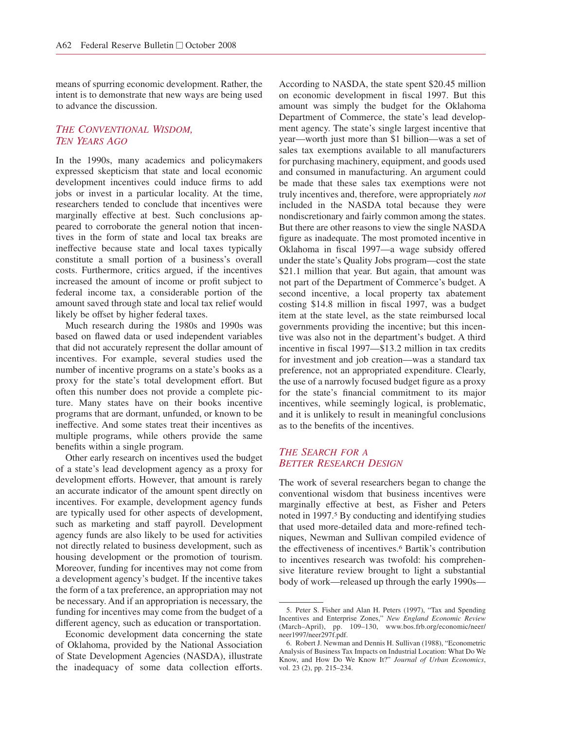means of spurring economic development. Rather, the intent is to demonstrate that new ways are being used to advance the discussion.

## *The Conventional Wisdom, Ten Years Ago*

In the 1990s, many academics and policymakers expressed skepticism that state and local economic development incentives could induce firms to add jobs or invest in a particular locality. At the time, researchers tended to conclude that incentives were marginally effective at best. Such conclusions appeared to corroborate the general notion that incentives in the form of state and local tax breaks are ineffective because state and local taxes typically constitute a small portion of a business's overall costs. Furthermore, critics argued, if the incentives increased the amount of income or profit subject to federal income tax, a considerable portion of the amount saved through state and local tax relief would likely be offset by higher federal taxes.

Much research during the 1980s and 1990s was based on flawed data or used independent variables that did not accurately represent the dollar amount of incentives. For example, several studies used the number of incentive programs on a state's books as a proxy for the state's total development effort. But often this number does not provide a complete picture. Many states have on their books incentive programs that are dormant, unfunded, or known to be ineffective. And some states treat their incentives as multiple programs, while others provide the same benefits within a single program.

Other early research on incentives used the budget of a state's lead development agency as a proxy for development efforts. However, that amount is rarely an accurate indicator of the amount spent directly on incentives. For example, development agency funds are typically used for other aspects of development, such as marketing and staff payroll. Development agency funds are also likely to be used for activities not directly related to business development, such as housing development or the promotion of tourism. Moreover, funding for incentives may not come from a development agency's budget. If the incentive takes the form of a tax preference, an appropriation may not be necessary. And if an appropriation is necessary, the funding for incentives may come from the budget of a different agency, such as education or transportation.

Economic development data concerning the state of Oklahoma, provided by the National Association of State Development Agencies (NASDA), illustrate the inadequacy of some data collection efforts. According to NASDA, the state spent $20.45 million on economic development in fiscal 1997. But this amount was simply the budget for the Oklahoma Department of Commerce, the state's lead development agency. The state's single largest incentive that year—worth just more than $1 billion—was a set of sales tax exemptions available to all manufacturers for purchasing machinery, equipment, and goods used and consumed in manufacturing. An argument could be made that these sales tax exemptions were not truly incentives and, therefore, were appropriately *not* included in the NASDA total because they were nondiscretionary and fairly common among the states. But there are other reasons to view the single NASDA figure as inadequate. The most promoted incentive in Oklahoma in fiscal 1997—a wage subsidy offered under the state's Quality Jobs program—cost the state $21.1 million that year. But again, that amount was not part of the Department of Commerce's budget. A second incentive, a local property tax abatement costing $14.8 million in fiscal 1997, was a budget item at the state level, as the state reimbursed local governments providing the incentive; but this incentive was also not in the department's budget. A third incentive in fiscal 1997—$13.2 million in tax credits for investment and job creation—was a standard tax preference, not an appropriated expenditure. Clearly, the use of a narrowly focused budget figure as a proxy for the state's financial commitment to its major incentives, while seemingly logical, is problematic, and it is unlikely to result in meaningful conclusions as to the benefits of the incentives.

## *The Search for a Better Research Design*

The work of several researchers began to change the conventional wisdom that business incentives were marginally effective at best, as Fisher and Peters noted in 1997.[5] By conducting and identifying studies that used more-detailed data and more-refined techniques, Newman and Sullivan compiled evidence of the effectiveness of incentives.[6] Bartik's contribution to incentives research was twofold: his comprehensive literature review brought to light a substantial body of work—released up through the early 1990s—

---

5. Peter S. Fisher and Alan H. Peters (1997), "Tax and Spending Incentives and Enterprise Zones," *New England Economic Review* (March–April), pp. 109–130, www.bos.frb.org/economic/neer/neer1997/neer297f.pdf.

6. Robert J. Newman and Dennis H. Sullivan (1988), "Econometric Analysis of Business Tax Impacts on Industrial Location: What Do We Know, and How Do We Know It?" *Journal of Urban Economics*, vol. 23 (2), pp. 215–234.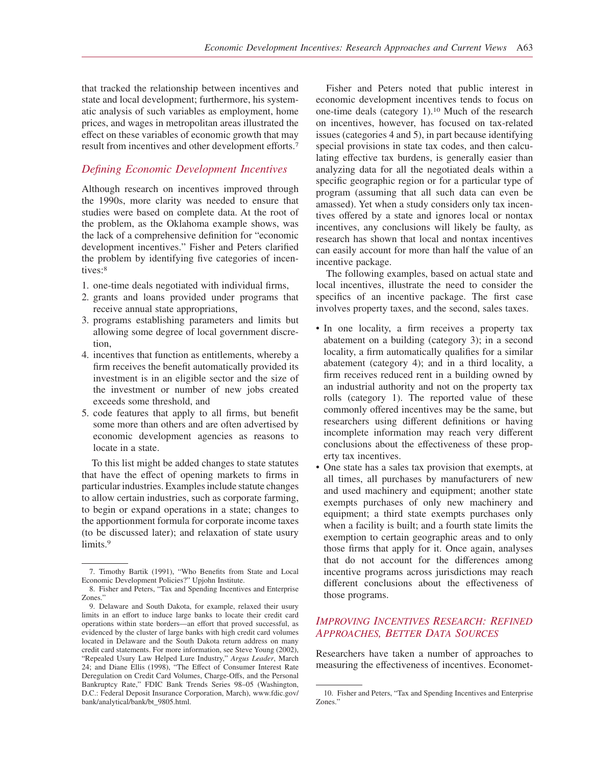that tracked the relationship between incentives and state and local development; furthermore, his systematic analysis of such variables as employment, home prices, and wages in metropolitan areas illustrated the effect on these variables of economic growth that may result from incentives and other development efforts.[7]

## *Defining Economic Development Incentives*

Although research on incentives improved through the 1990s, more clarity was needed to ensure that studies were based on complete data. At the root of the problem, as the Oklahoma example shows, was the lack of a comprehensive definition for "economic development incentives." Fisher and Peters clarified the problem by identifying five categories of incentives:[8]

1. one-time deals negotiated with individual firms,
2. grants and loans provided under programs that receive annual state appropriations,
3. programs establishing parameters and limits but allowing some degree of local government discretion,
4. incentives that function as entitlements, whereby a firm receives the benefit automatically provided its investment is in an eligible sector and the size of the investment or number of new jobs created exceeds some threshold, and
5. code features that apply to all firms, but benefit some more than others and are often advertised by economic development agencies as reasons to locate in a state.

To this list might be added changes to state statutes that have the effect of opening markets to firms in particular industries. Examples include statute changes to allow certain industries, such as corporate farming, to begin or expand operations in a state; changes to the apportionment formula for corporate income taxes (to be discussed later); and relaxation of state usury limits.[9]

Fisher and Peters noted that public interest in economic development incentives tends to focus on one-time deals (category 1).[10] Much of the research on incentives, however, has focused on tax-related issues (categories 4 and 5), in part because identifying special provisions in state tax codes, and then calculating effective tax burdens, is generally easier than analyzing data for all the negotiated deals within a specific geographic region or for a particular type of program (assuming that all such data can even be amassed). Yet when a study considers only tax incentives offered by a state and ignores local or nontax incentives, any conclusions will likely be faulty, as research has shown that local and nontax incentives can easily account for more than half the value of an incentive package.

The following examples, based on actual state and local incentives, illustrate the need to consider the specifics of an incentive package. The first case involves property taxes, and the second, sales taxes.

- In one locality, a firm receives a property tax abatement on a building (category 3); in a second locality, a firm automatically qualifies for a similar abatement (category 4); and in a third locality, a firm receives reduced rent in a building owned by an industrial authority and not on the property tax rolls (category 1). The reported value of these commonly offered incentives may be the same, but researchers using different definitions or having incomplete information may reach very different conclusions about the effectiveness of these property tax incentives.
- One state has a sales tax provision that exempts, at all times, all purchases by manufacturers of new and used machinery and equipment; another state exempts purchases of only new machinery and equipment; a third state exempts purchases only when a facility is built; and a fourth state limits the exemption to certain geographic areas and to only those firms that apply for it. Once again, analyses that do not account for the differences among incentive programs across jurisdictions may reach different conclusions about the effectiveness of those programs.

## *Improving Incentives Research: Refined Approaches, Better Data Sources*

Researchers have taken a number of approaches to measuring the effectiveness of incentives. Economet-

---

7. Timothy Bartik (1991), "Who Benefits from State and Local Economic Development Policies?" Upjohn Institute.

8. Fisher and Peters, "Tax and Spending Incentives and Enterprise Zones."

9. Delaware and South Dakota, for example, relaxed their usury limits in an effort to induce large banks to locate their credit card operations within state borders—an effort that proved successful, as evidenced by the cluster of large banks with high credit card volumes located in Delaware and the South Dakota return address on many credit card statements. For more information, see Steve Young (2002), "Repealed Usury Law Helped Lure Industry," *Argus Leader*, March 24; and Diane Ellis (1998), "The Effect of Consumer Interest Rate Deregulation on Credit Card Volumes, Charge-Offs, and the Personal Bankruptcy Rate," FDIC Bank Trends Series 98–05 (Washington, D.C.: Federal Deposit Insurance Corporation, March), www.fdic.gov/bank/analytical/bank/bt_9805.html.

10. Fisher and Peters, "Tax and Spending Incentives and Enterprise Zones."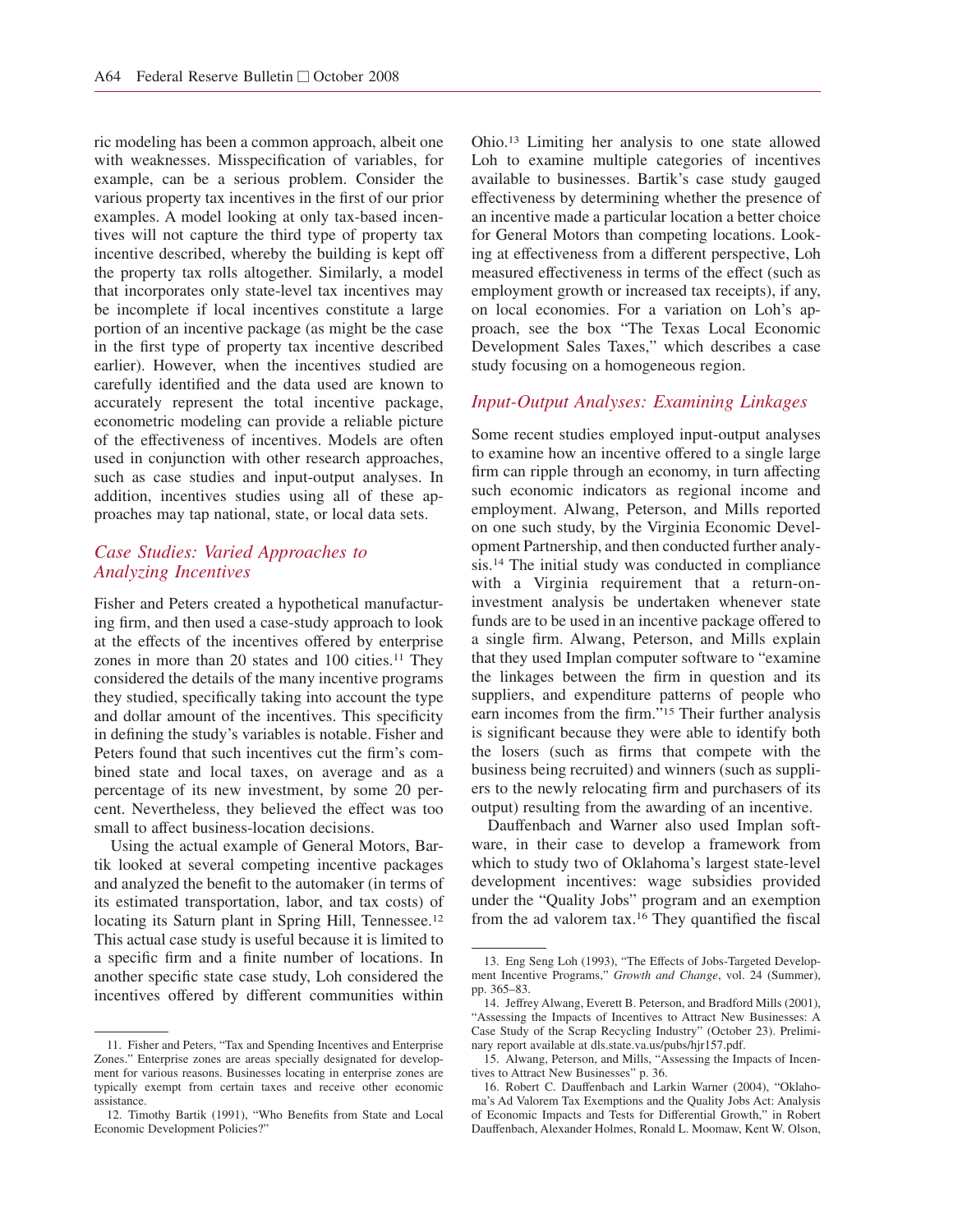ric modeling has been a common approach, albeit one with weaknesses. Misspecification of variables, for example, can be a serious problem. Consider the various property tax incentives in the first of our prior examples. A model looking at only tax-based incentives will not capture the third type of property tax incentive described, whereby the building is kept off the property tax rolls altogether. Similarly, a model that incorporates only state-level tax incentives may be incomplete if local incentives constitute a large portion of an incentive package (as might be the case in the first type of property tax incentive described earlier). However, when the incentives studied are carefully identified and the data used are known to accurately represent the total incentive package, econometric modeling can provide a reliable picture of the effectiveness of incentives. Models are often used in conjunction with other research approaches, such as case studies and input-output analyses. In addition, incentives studies using all of these approaches may tap national, state, or local data sets.

## *Case Studies: Varied Approaches to Analyzing Incentives*

Fisher and Peters created a hypothetical manufacturing firm, and then used a case-study approach to look at the effects of the incentives offered by enterprise zones in more than 20 states and 100 cities.[11] They considered the details of the many incentive programs they studied, specifically taking into account the type and dollar amount of the incentives. This specificity in defining the study's variables is notable. Fisher and Peters found that such incentives cut the firm's combined state and local taxes, on average and as a percentage of its new investment, by some 20 percent. Nevertheless, they believed the effect was too small to affect business-location decisions.

Using the actual example of General Motors, Bartik looked at several competing incentive packages and analyzed the benefit to the automaker (in terms of its estimated transportation, labor, and tax costs) of locating its Saturn plant in Spring Hill, Tennessee.[12] This actual case study is useful because it is limited to a specific firm and a finite number of locations. In another specific state case study, Loh considered the incentives offered by different communities within Ohio.[13] Limiting her analysis to one state allowed Loh to examine multiple categories of incentives available to businesses. Bartik's case study gauged effectiveness by determining whether the presence of an incentive made a particular location a better choice for General Motors than competing locations. Looking at effectiveness from a different perspective, Loh measured effectiveness in terms of the effect (such as employment growth or increased tax receipts), if any, on local economies. For a variation on Loh's approach, see the box "The Texas Local Economic Development Sales Taxes," which describes a case study focusing on a homogeneous region.

## *Input-Output Analyses: Examining Linkages*

Some recent studies employed input-output analyses to examine how an incentive offered to a single large firm can ripple through an economy, in turn affecting such economic indicators as regional income and employment. Alwang, Peterson, and Mills reported on one such study, by the Virginia Economic Development Partnership, and then conducted further analysis.[14] The initial study was conducted in compliance with a Virginia requirement that a return-on-investment analysis be undertaken whenever state funds are to be used in an incentive package offered to a single firm. Alwang, Peterson, and Mills explain that they used Implan computer software to "examine the linkages between the firm in question and its suppliers, and expenditure patterns of people who earn incomes from the firm."[15] Their further analysis is significant because they were able to identify both the losers (such as firms that compete with the business being recruited) and winners (such as suppliers to the newly relocating firm and purchasers of its output) resulting from the awarding of an incentive.

Dauffenbach and Warner also used Implan software, in their case to develop a framework from which to study two of Oklahoma's largest state-level development incentives: wage subsidies provided under the "Quality Jobs" program and an exemption from the ad valorem tax.[16] They quantified the fiscal

---

11. Fisher and Peters, "Tax and Spending Incentives and Enterprise Zones." Enterprise zones are areas specially designated for development for various reasons. Businesses locating in enterprise zones are typically exempt from certain taxes and receive other economic assistance.

12. Timothy Bartik (1991), "Who Benefits from State and Local Economic Development Policies?"

13. Eng Seng Loh (1993), "The Effects of Jobs-Targeted Development Incentive Programs," *Growth and Change*, vol. 24 (Summer), pp. 365–83.

14. Jeffrey Alwang, Everett B. Peterson, and Bradford Mills (2001), "Assessing the Impacts of Incentives to Attract New Businesses: A Case Study of the Scrap Recycling Industry" (October 23). Preliminary report available at dls.state.va.us/pubs/hjr157.pdf.

15. Alwang, Peterson, and Mills, "Assessing the Impacts of Incentives to Attract New Businesses" p. 36.

16. Robert C. Dauffenbach and Larkin Warner (2004), "Oklahoma's Ad Valorem Tax Exemptions and the Quality Jobs Act: Analysis of Economic Impacts and Tests for Differential Growth," in Robert Dauffenbach, Alexander Holmes, Ronald L. Moomaw, Kent W. Olson,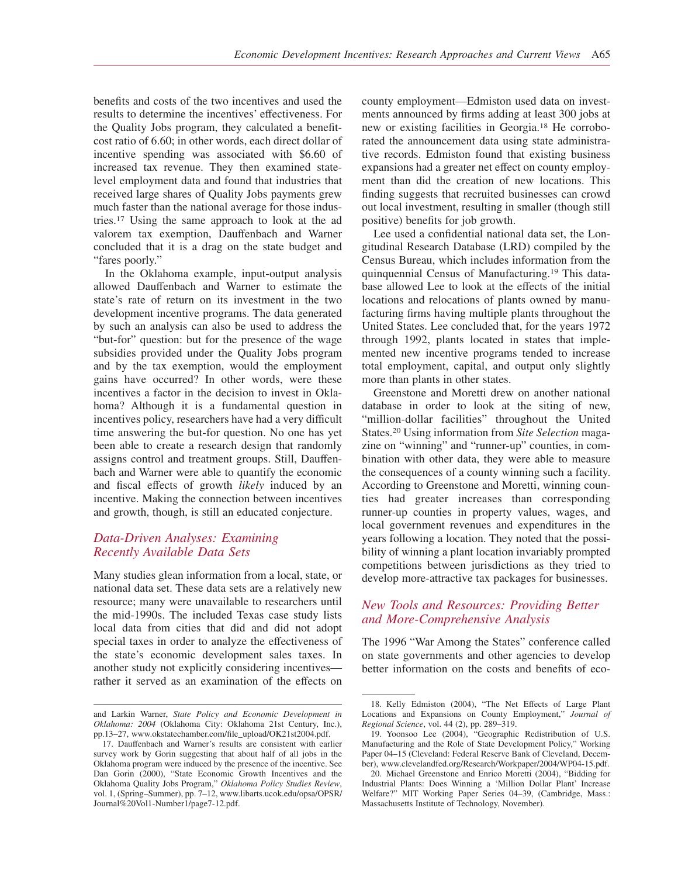benefits and costs of the two incentives and used the results to determine the incentives' effectiveness. For the Quality Jobs program, they calculated a benefit-cost ratio of 6.60; in other words, each direct dollar of incentive spending was associated with $6.60 of increased tax revenue. They then examined state-level employment data and found that industries that received large shares of Quality Jobs payments grew much faster than the national average for those industries.[17] Using the same approach to look at the ad valorem tax exemption, Dauffenbach and Warner concluded that it is a drag on the state budget and "fares poorly."

In the Oklahoma example, input-output analysis allowed Dauffenbach and Warner to estimate the state's rate of return on its investment in the two development incentive programs. The data generated by such an analysis can also be used to address the "but-for" question: but for the presence of the wage subsidies provided under the Quality Jobs program and by the tax exemption, would the employment gains have occurred? In other words, were these incentives a factor in the decision to invest in Oklahoma? Although it is a fundamental question in incentives policy, researchers have had a very difficult time answering the but-for question. No one has yet been able to create a research design that randomly assigns control and treatment groups. Still, Dauffenbach and Warner were able to quantify the economic and fiscal effects of growth *likely* induced by an incentive. Making the connection between incentives and growth, though, is still an educated conjecture.

## *Data-Driven Analyses: Examining Recently Available Data Sets*

Many studies glean information from a local, state, or national data set. These data sets are a relatively new resource; many were unavailable to researchers until the mid-1990s. The included Texas case study lists local data from cities that did and did not adopt special taxes in order to analyze the effectiveness of the state's economic development sales taxes. In another study not explicitly considering incentives—rather it served as an examination of the effects on county employment—Edmiston used data on investments announced by firms adding at least 300 jobs at new or existing facilities in Georgia.[18] He corroborated the announcement data using state administrative records. Edmiston found that existing business expansions had a greater net effect on county employment than did the creation of new locations. This finding suggests that recruited businesses can crowd out local investment, resulting in smaller (though still positive) benefits for job growth.

Lee used a confidential national data set, the Longitudinal Research Database (LRD) compiled by the Census Bureau, which includes information from the quinquennial Census of Manufacturing.[19] This database allowed Lee to look at the effects of the initial locations and relocations of plants owned by manufacturing firms having multiple plants throughout the United States. Lee concluded that, for the years 1972 through 1992, plants located in states that implemented new incentive programs tended to increase total employment, capital, and output only slightly more than plants in other states.

Greenstone and Moretti drew on another national database in order to look at the siting of new, "million-dollar facilities" throughout the United States.[20] Using information from *Site Selection* magazine on "winning" and "runner-up" counties, in combination with other data, they were able to measure the consequences of a county winning such a facility. According to Greenstone and Moretti, winning counties had greater increases than corresponding runner-up counties in property values, wages, and local government revenues and expenditures in the years following a location. They noted that the possibility of winning a plant location invariably prompted competitions between jurisdictions as they tried to develop more-attractive tax packages for businesses.

## *New Tools and Resources: Providing Better and More-Comprehensive Analysis*

The 1996 "War Among the States" conference called on state governments and other agencies to develop better information on the costs and benefits of eco-

---

and Larkin Warner, *State Policy and Economic Development in Oklahoma: 2004* (Oklahoma City: Oklahoma 21st Century, Inc.), pp.13–27, www.okstatechamber.com/file_upload/OK21st2004.pdf.

17. Dauffenbach and Warner's results are consistent with earlier survey work by Gorin suggesting that about half of all jobs in the Oklahoma program were induced by the presence of the incentive. See Dan Gorin (2000), "State Economic Growth Incentives and the Oklahoma Quality Jobs Program," *Oklahoma Policy Studies Review*, vol. 1, (Spring–Summer), pp. 7–12, www.libarts.ucok.edu/opsa/OPSR/Journal%20Vol1-Number1/page7-12.pdf.

18. Kelly Edmiston (2004), "The Net Effects of Large Plant Locations and Expansions on County Employment," *Journal of Regional Science*, vol. 44 (2), pp. 289–319.

19. Yoonsoo Lee (2004), "Geographic Redistribution of U.S. Manufacturing and the Role of State Development Policy," Working Paper 04–15 (Cleveland: Federal Reserve Bank of Cleveland, December), www.clevelandfed.org/Research/Workpaper/2004/WP04-15.pdf.

20. Michael Greenstone and Enrico Moretti (2004), "Bidding for Industrial Plants: Does Winning a 'Million Dollar Plant' Increase Welfare?" MIT Working Paper Series 04–39, (Cambridge, Mass.: Massachusetts Institute of Technology, November).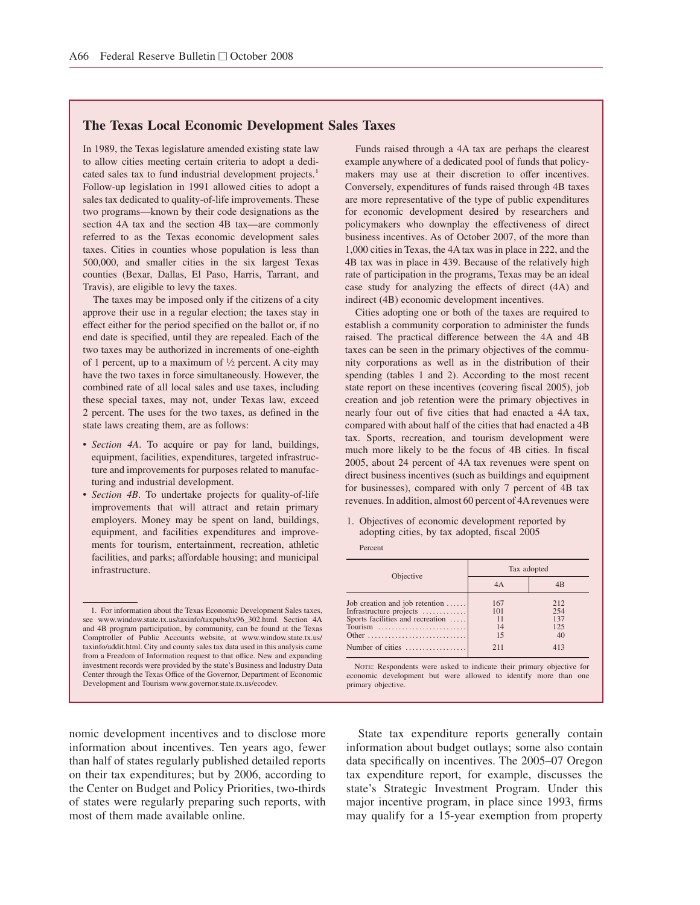## The Texas Local Economic Development Sales Taxes

In 1989, the Texas legislature amended existing state law to allow cities meeting certain criteria to adopt a dedicated sales tax to fund industrial development projects.[1] Follow-up legislation in 1991 allowed cities to adopt a sales tax dedicated to quality-of-life improvements. These two programs—known by their code designations as the section 4A tax and the section 4B tax—are commonly referred to as the Texas economic development sales taxes. Cities in counties whose population is less than 500,000, and smaller cities in the six largest Texas counties (Bexar, Dallas, El Paso, Harris, Tarrant, and Travis), are eligible to levy the taxes.

The taxes may be imposed only if the citizens of a city approve their use in a regular election; the taxes stay in effect either for the period specified on the ballot or, if no end date is specified, until they are repealed. Each of the two taxes may be authorized in increments of one-eighth of 1 percent, up to a maximum of ½ percent. A city may have the two taxes in force simultaneously. However, the combined rate of all local sales and use taxes, including these special taxes, may not, under Texas law, exceed 2 percent. The uses for the two taxes, as defined in the state laws creating them, are as follows:

- *Section 4A*. To acquire or pay for land, buildings, equipment, facilities, expenditures, targeted infrastructure and improvements for purposes related to manufacturing and industrial development.
- *Section 4B*. To undertake projects for quality-of-life improvements that will attract and retain primary employers. Money may be spent on land, buildings, equipment, and facilities expenditures and improvements for tourism, entertainment, recreation, athletic facilities, and parks; affordable housing; and municipal infrastructure.

Funds raised through a 4A tax are perhaps the clearest example anywhere of a dedicated pool of funds that policymakers may use at their discretion to offer incentives. Conversely, expenditures of funds raised through 4B taxes are more representative of the type of public expenditures for economic development desired by researchers and policymakers who downplay the effectiveness of direct business incentives. As of October 2007, of the more than 1,000 cities in Texas, the 4A tax was in place in 222, and the 4B tax was in place in 439. Because of the relatively high rate of participation in the programs, Texas may be an ideal case study for analyzing the effects of direct (4A) and indirect (4B) economic development incentives.

Cities adopting one or both of the taxes are required to establish a community corporation to administer the funds raised. The practical difference between the 4A and 4B taxes can be seen in the primary objectives of the community corporations as well as in the distribution of their spending (tables 1 and 2). According to the most recent state report on these incentives (covering fiscal 2005), job creation and job retention were the primary objectives in nearly four out of five cities that had enacted a 4A tax, compared with about half of the cities that had enacted a 4B tax. Sports, recreation, and tourism development were much more likely to be the focus of 4B cities. In fiscal 2005, about 24 percent of 4A tax revenues were spent on direct business incentives (such as buildings and equipment for businesses), compared with only 7 percent of 4B tax revenues. In addition, almost 60 percent of 4A revenues were

1. Objectives of economic development reported by adopting cities, by tax adopted, fiscal 2005

Percent

| Objective | Tax adopted | |
|---|---|---|
| | 4A | 4B |
| Job creation and job retention | 167 | 212 |
| Infrastructure projects | 101 | 254 |
| Sports facilities and recreation | 11 | 137 |
| Tourism | 14 | 125 |
| Other | 15 | 40 |
| Number of cities | 211 | 413 |

NOTE: Respondents were asked to indicate their primary objective for economic development but were allowed to identify more than one primary objective.

1. For information about the Texas Economic Development Sales taxes, see www.window.state.tx.us/taxinfo/taxpubs/tx96_302.html. Section 4A and 4B program participation, by community, can be found at the Texas Comptroller of Public Accounts website, at www.window.state.tx.us/taxinfo/addit.html. City and county sales tax data used in this analysis came from a Freedom of Information request to that office. New and expanding investment records were provided by the state's Business and Industry Data Center through the Texas Office of the Governor, Department of Economic Development and Tourism www.governor.state.tx.us/ecodev.

nomic development incentives and to disclose more information about incentives. Ten years ago, fewer than half of states regularly published detailed reports on their tax expenditures; but by 2006, according to the Center on Budget and Policy Priorities, two-thirds of states were regularly preparing such reports, with most of them made available online.

State tax expenditure reports generally contain information about budget outlays; some also contain data specifically on incentives. The 2005–07 Oregon tax expenditure report, for example, discusses the state's Strategic Investment Program. Under this major incentive program, in place since 1993, firms may qualify for a 15-year exemption from property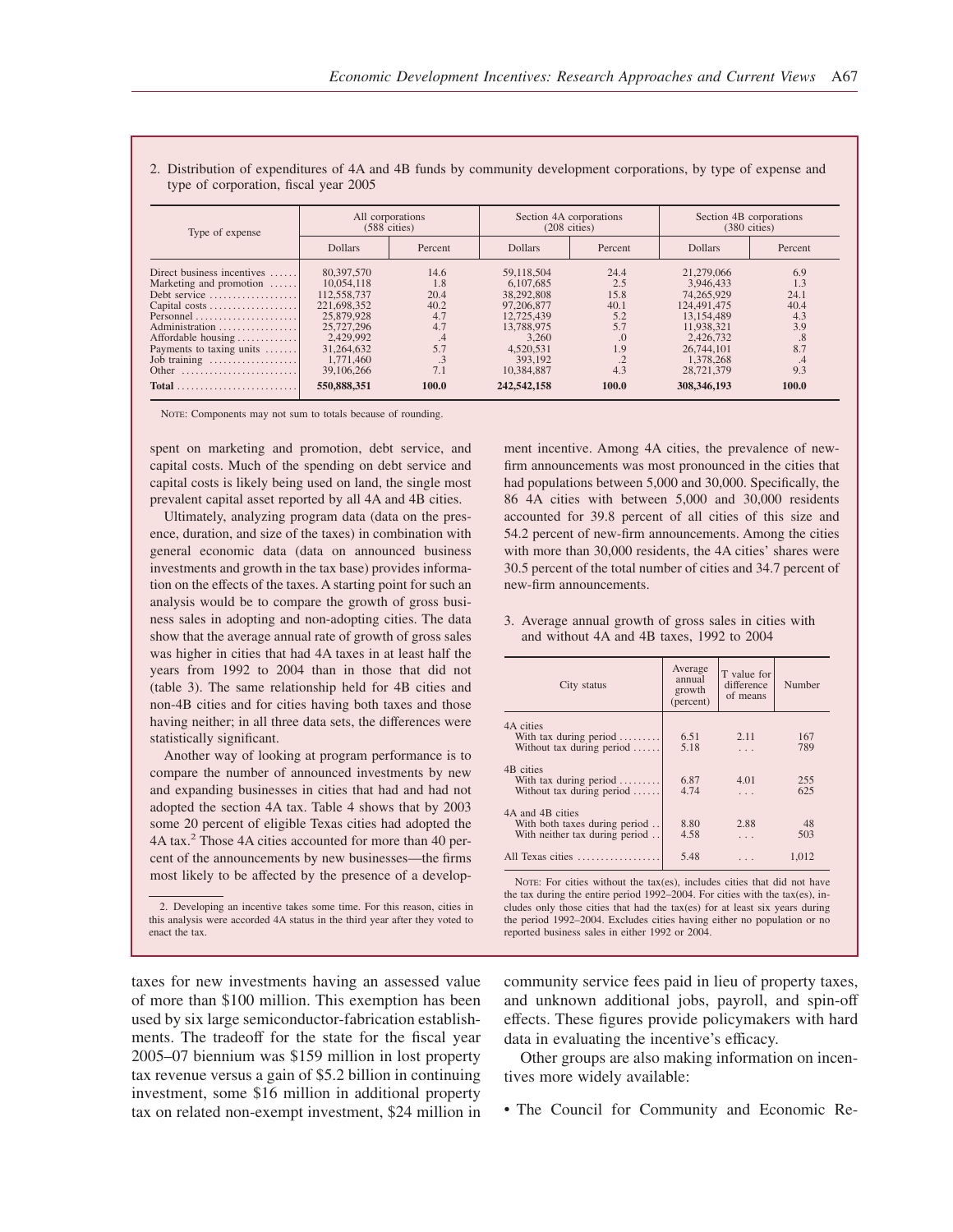2. Distribution of expenditures of 4A and 4B funds by community development corporations, by type of expense and type of corporation, fiscal year 2005

| Type of expense | All corporations (588 cities) | | Section 4A corporations (208 cities) | | Section 4B corporations (380 cities) | |
|---|---|---|---|---|---|---|
| | Dollars | Percent | Dollars | Percent | Dollars | Percent |
| Direct business incentives | 80,397,570 | 14.6 | 59,118,504 | 24.4 | 21,279,066 | 6.9 |
| Marketing and promotion | 10,054,118 | 1.8 | 6,107,685 | 2.5 | 3,946,433 | 1.3 |
| Debt service | 112,558,737 | 20.4 | 38,292,808 | 15.8 | 74,265,929 | 24.1 |
| Capital costs | 221,698,352 | 40.2 | 97,206,877 | 40.1 | 124,491,475 | 40.4 |
| Personnel | 25,879,928 | 4.7 | 12,725,439 | 5.2 | 13,154,489 | 4.3 |
| Administration | 25,727,296 | 4.7 | 13,788,975 | 5.7 | 11,938,321 | 3.9 |
| Affordable housing | 2,429,992 | .4 | 3,260 | .0 | 2,426,732 | .8 |
| Payments to taxing units | 31,264,632 | 5.7 | 4,520,531 | 1.9 | 26,744,101 | 8.7 |
| Job training | 1,771,460 | .3 | 393,192 | .2 | 1,378,268 | .4 |
| Other | 39,106,266 | 7.1 | 10,384,887 | 4.3 | 28,721,379 | 9.3 |
| **Total** | **550,888,351** | **100.0** | **242,542,158** | **100.0** | **308,346,193** | **100.0** |

NOTE: Components may not sum to totals because of rounding.

spent on marketing and promotion, debt service, and capital costs. Much of the spending on debt service and capital costs is likely being used on land, the single most prevalent capital asset reported by all 4A and 4B cities.

Ultimately, analyzing program data (data on the presence, duration, and size of the taxes) in combination with general economic data (data on announced business investments and growth in the tax base) provides information on the effects of the taxes. A starting point for such an analysis would be to compare the growth of gross business sales in adopting and non-adopting cities. The data show that the average annual rate of growth of gross sales was higher in cities that had 4A taxes in at least half the years from 1992 to 2004 than in those that did not (table 3). The same relationship held for 4B cities and non-4B cities and for cities having both taxes and those having neither; in all three data sets, the differences were statistically significant.

Another way of looking at program performance is to compare the number of announced investments by new and expanding businesses in cities that had and had not adopted the section 4A tax. Table 4 shows that by 2003 some 20 percent of eligible Texas cities had adopted the 4A tax.[2] Those 4A cities accounted for more than 40 percent of the announcements by new businesses—the firms most likely to be affected by the presence of a development incentive. Among 4A cities, the prevalence of new-firm announcements was most pronounced in the cities that had populations between 5,000 and 30,000. Specifically, the 86 4A cities with between 5,000 and 30,000 residents accounted for 39.8 percent of all cities of this size and 54.2 percent of new-firm announcements. Among the cities with more than 30,000 residents, the 4A cities' shares were 30.5 percent of the total number of cities and 34.7 percent of new-firm announcements.

2. Developing an incentive takes some time. For this reason, cities in this analysis were accorded 4A status in the third year after they voted to enact the tax.

3. Average annual growth of gross sales in cities with and without 4A and 4B taxes, 1992 to 2004

| City status | Average annual growth (percent) | T value for difference of means | Number |
|---|---|---|---|
| 4A cities | | | |
| With tax during period | 6.51 | 2.11 | 167 |
| Without tax during period | 5.18 | . . . | 789 |
| 4B cities | | | |
| With tax during period | 6.87 | 4.01 | 255 |
| Without tax during period | 4.74 | . . . | 625 |
| 4A and 4B cities | | | |
| With both taxes during period | 8.80 | 2.88 | 48 |
| With neither tax during period | 4.58 | . . . | 503 |
| All Texas cities | 5.48 | . . . | 1,012 |

NOTE: For cities without the tax(es), includes cities that did not have the tax during the entire period 1992–2004. For cities with the tax(es), includes only those cities that had the tax(es) for at least six years during the period 1992–2004. Excludes cities having either no population or no reported business sales in either 1992 or 2004.

taxes for new investments having an assessed value of more than $100 million. This exemption has been used by six large semiconductor-fabrication establishments. The tradeoff for the state for the fiscal year 2005–07 biennium was $159 million in lost property tax revenue versus a gain of $5.2 billion in continuing investment, some $16 million in additional property tax on related non-exempt investment, $24 million in community service fees paid in lieu of property taxes, and unknown additional jobs, payroll, and spin-off effects. These figures provide policymakers with hard data in evaluating the incentive's efficacy.

Other groups are also making information on incentives more widely available:

- The Council for Community and Economic Re-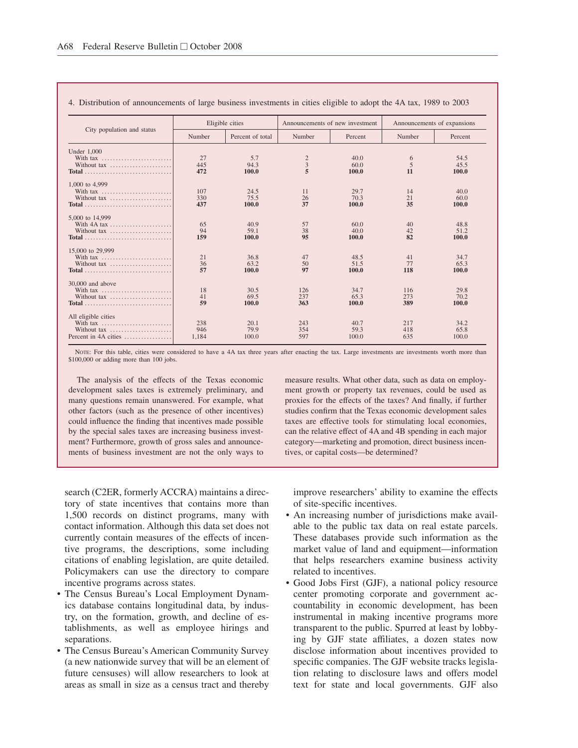4. Distribution of announcements of large business investments in cities eligible to adopt the 4A tax, 1989 to 2003

| City population and status | Eligible cities | | Announcements of new investment | | Announcements of expansions | |
|---|---|---|---|---|---|---|
| | Number | Percent of total | Number | Percent | Number | Percent |
| Under 1,000 | | | | | | |
| With tax | 27 | 5.7 | 2 | 40.0 | 6 | 54.5 |
| Without tax | 445 | 94.3 | 3 | 60.0 | 5 | 45.5 |
| **Total** | **472** | **100.0** | **5** | **100.0** | **11** | **100.0** |
| 1,000 to 4,999 | | | | | | |
| With tax | 107 | 24.5 | 11 | 29.7 | 14 | 40.0 |
| Without tax | 330 | 75.5 | 26 | 70.3 | 21 | 60.0 |
| **Total** | **437** | **100.0** | **37** | **100.0** | **35** | **100.0** |
| 5,000 to 14,999 | | | | | | |
| With 4A tax | 65 | 40.9 | 57 | 60.0 | 40 | 48.8 |
| Without tax | 94 | 59.1 | 38 | 40.0 | 42 | 51.2 |
| **Total** | **159** | **100.0** | **95** | **100.0** | **82** | **100.0** |
| 15,000 to 29,999 | | | | | | |
| With tax | 21 | 36.8 | 47 | 48.5 | 41 | 34.7 |
| Without tax | 36 | 63.2 | 50 | 51.5 | 77 | 65.3 |
| **Total** | **57** | **100.0** | **97** | **100.0** | **118** | **100.0** |
| 30,000 and above | | | | | | |
| With tax | 18 | 30.5 | 126 | 34.7 | 116 | 29.8 |
| Without tax | 41 | 69.5 | 237 | 65.3 | 273 | 70.2 |
| **Total** | **59** | **100.0** | **363** | **100.0** | **389** | **100.0** |
| All eligible cities | | | | | | |
| With tax | 238 | 20.1 | 243 | 40.7 | 217 | 34.2 |
| Without tax | 946 | 79.9 | 354 | 59.3 | 418 | 65.8 |
| Percent in 4A cities | 1,184 | 100.0 | 597 | 100.0 | 635 | 100.0 |

NOTE: For this table, cities were considered to have a 4A tax three years after enacting the tax. Large investments are investments worth more than $100,000 or adding more than 100 jobs.

The analysis of the effects of the Texas economic development sales taxes is extremely preliminary, and many questions remain unanswered. For example, what other factors (such as the presence of other incentives) could influence the finding that incentives made possible by the special sales taxes are increasing business investment? Furthermore, growth of gross sales and announcements of business investment are not the only ways to measure results. What other data, such as data on employment growth or property tax revenues, could be used as proxies for the effects of the taxes? And finally, if further studies confirm that the Texas economic development sales taxes are effective tools for stimulating local economies, can the relative effect of 4A and 4B spending in each major category—marketing and promotion, direct business incentives, or capital costs—be determined?

search (C2ER, formerly ACCRA) maintains a directory of state incentives that contains more than 1,500 records on distinct programs, many with contact information. Although this data set does not currently contain measures of the effects of incentive programs, the descriptions, some including citations of enabling legislation, are quite detailed. Policymakers can use the directory to compare incentive programs across states.

- The Census Bureau's Local Employment Dynamics database contains longitudinal data, by industry, on the formation, growth, and decline of establishments, as well as employee hirings and separations.
- The Census Bureau's American Community Survey (a new nationwide survey that will be an element of future censuses) will allow researchers to look at areas as small in size as a census tract and thereby improve researchers' ability to examine the effects of site-specific incentives.
- An increasing number of jurisdictions make available to the public tax data on real estate parcels. These databases provide such information as the market value of land and equipment—information that helps researchers examine business activity related to incentives.
- Good Jobs First (GJF), a national policy resource center promoting corporate and government accountability in economic development, has been instrumental in making incentive programs more transparent to the public. Spurred at least by lobbying by GJF state affiliates, a dozen states now disclose information about incentives provided to specific companies. The GJF website tracks legislation relating to disclosure laws and offers model text for state and local governments. GJF also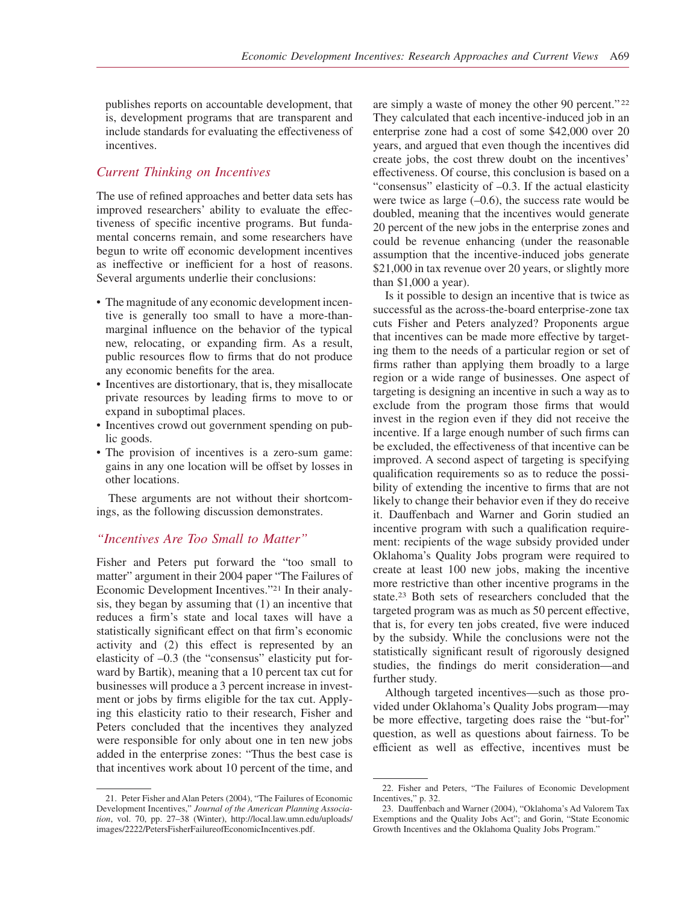publishes reports on accountable development, that is, development programs that are transparent and include standards for evaluating the effectiveness of incentives.

### *Current Thinking on Incentives*

The use of refined approaches and better data sets has improved researchers' ability to evaluate the effectiveness of specific incentive programs. But fundamental concerns remain, and some researchers have begun to write off economic development incentives as ineffective or inefficient for a host of reasons. Several arguments underlie their conclusions:

- The magnitude of any economic development incentive is generally too small to have a more-than-marginal influence on the behavior of the typical new, relocating, or expanding firm. As a result, public resources flow to firms that do not produce any economic benefits for the area.
- Incentives are distortionary, that is, they misallocate private resources by leading firms to move to or expand in suboptimal places.
- Incentives crowd out government spending on public goods.
- The provision of incentives is a zero-sum game: gains in any one location will be offset by losses in other locations.

These arguments are not without their shortcomings, as the following discussion demonstrates.

### *"Incentives Are Too Small to Matter"*

Fisher and Peters put forward the "too small to matter" argument in their 2004 paper "The Failures of Economic Development Incentives."[21] In their analysis, they began by assuming that (1) an incentive that reduces a firm's state and local taxes will have a statistically significant effect on that firm's economic activity and (2) this effect is represented by an elasticity of –0.3 (the "consensus" elasticity put forward by Bartik), meaning that a 10 percent tax cut for businesses will produce a 3 percent increase in investment or jobs by firms eligible for the tax cut. Applying this elasticity ratio to their research, Fisher and Peters concluded that the incentives they analyzed were responsible for only about one in ten new jobs added in the enterprise zones: "Thus the best case is that incentives work about 10 percent of the time, and are simply a waste of money the other 90 percent."[22] They calculated that each incentive-induced job in an enterprise zone had a cost of some $42,000 over 20 years, and argued that even though the incentives did create jobs, the cost threw doubt on the incentives' effectiveness. Of course, this conclusion is based on a "consensus" elasticity of –0.3. If the actual elasticity were twice as large (–0.6), the success rate would be doubled, meaning that the incentives would generate 20 percent of the new jobs in the enterprise zones and could be revenue enhancing (under the reasonable assumption that the incentive-induced jobs generate $21,000 in tax revenue over 20 years, or slightly more than $1,000 a year).

Is it possible to design an incentive that is twice as successful as the across-the-board enterprise-zone tax cuts Fisher and Peters analyzed? Proponents argue that incentives can be made more effective by targeting them to the needs of a particular region or set of firms rather than applying them broadly to a large region or a wide range of businesses. One aspect of targeting is designing an incentive in such a way as to exclude from the program those firms that would invest in the region even if they did not receive the incentive. If a large enough number of such firms can be excluded, the effectiveness of that incentive can be improved. A second aspect of targeting is specifying qualification requirements so as to reduce the possibility of extending the incentive to firms that are not likely to change their behavior even if they do receive it. Dauffenbach and Warner and Gorin studied an incentive program with such a qualification requirement: recipients of the wage subsidy provided under Oklahoma's Quality Jobs program were required to create at least 100 new jobs, making the incentive more restrictive than other incentive programs in the state.[23] Both sets of researchers concluded that the targeted program was as much as 50 percent effective, that is, for every ten jobs created, five were induced by the subsidy. While the conclusions were not the statistically significant result of rigorously designed studies, the findings do merit consideration—and further study.

Although targeted incentives—such as those provided under Oklahoma's Quality Jobs program—may be more effective, targeting does raise the "but-for" question, as well as questions about fairness. To be efficient as well as effective, incentives must be

---

21. Peter Fisher and Alan Peters (2004), "The Failures of Economic Development Incentives," *Journal of the American Planning Association*, vol. 70, pp. 27–38 (Winter), http://local.law.umn.edu/uploads/images/2222/PetersFisherFailureofEconomicIncentives.pdf.

22. Fisher and Peters, "The Failures of Economic Development Incentives," p. 32.

23. Dauffenbach and Warner (2004), "Oklahoma's Ad Valorem Tax Exemptions and the Quality Jobs Act"; and Gorin, "State Economic Growth Incentives and the Oklahoma Quality Jobs Program."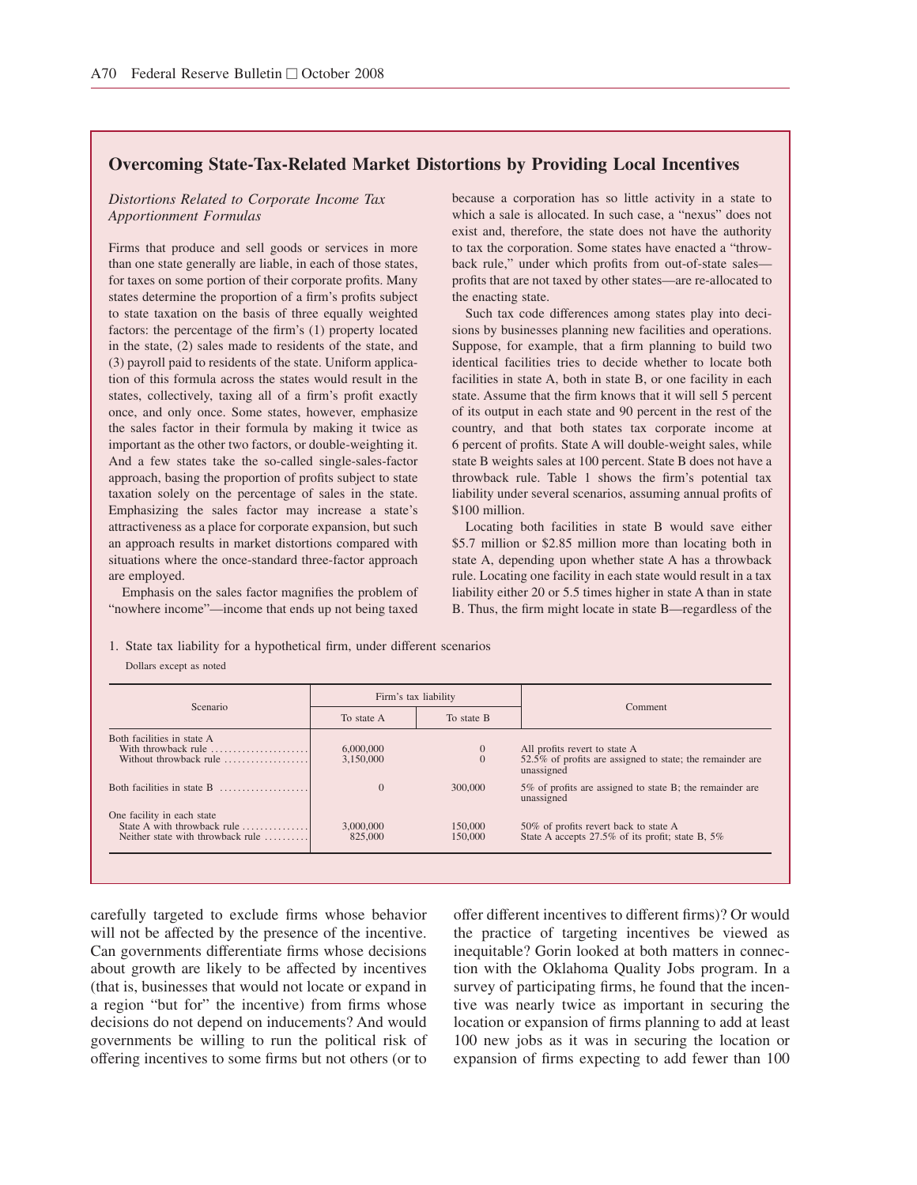## Overcoming State-Tax-Related Market Distortions by Providing Local Incentives

### *Distortions Related to Corporate Income Tax Apportionment Formulas*

Firms that produce and sell goods or services in more than one state generally are liable, in each of those states, for taxes on some portion of their corporate profits. Many states determine the proportion of a firm's profits subject to state taxation on the basis of three equally weighted factors: the percentage of the firm's (1) property located in the state, (2) sales made to residents of the state, and (3) payroll paid to residents of the state. Uniform application of this formula across the states would result in the states, collectively, taxing all of a firm's profit exactly once, and only once. Some states, however, emphasize the sales factor in their formula by making it twice as important as the other two factors, or double-weighting it. And a few states take the so-called single-sales-factor approach, basing the proportion of profits subject to state taxation solely on the percentage of sales in the state. Emphasizing the sales factor may increase a state's attractiveness as a place for corporate expansion, but such an approach results in market distortions compared with situations where the once-standard three-factor approach are employed.

Emphasis on the sales factor magnifies the problem of "nowhere income"—income that ends up not being taxed because a corporation has so little activity in a state to which a sale is allocated. In such case, a "nexus" does not exist and, therefore, the state does not have the authority to tax the corporation. Some states have enacted a "throwback rule," under which profits from out-of-state sales—profits that are not taxed by other states—are re-allocated to the enacting state.

Such tax code differences among states play into decisions by businesses planning new facilities and operations. Suppose, for example, that a firm planning to build two identical facilities tries to decide whether to locate both facilities in state A, both in state B, or one facility in each state. Assume that the firm knows that it will sell 5 percent of its output in each state and 90 percent in the rest of the country, and that both states tax corporate income at 6 percent of profits. State A will double-weight sales, while state B weights sales at 100 percent. State B does not have a throwback rule. Table 1 shows the firm's potential tax liability under several scenarios, assuming annual profits of $100 million.

Locating both facilities in state B would save either $5.7 million or $2.85 million more than locating both in state A, depending upon whether state A has a throwback rule. Locating one facility in each state would result in a tax liability either 20 or 5.5 times higher in state A than in state B. Thus, the firm might locate in state B—regardless of the

1. State tax liability for a hypothetical firm, under different scenarios

Dollars except as noted

| Scenario | Firm's tax liability | | Comment |
|---|---|---|---|
| | To state A | To state B | |
| Both facilities in state A | | | |
| With throwback rule | 6,000,000 | 0 | All profits revert to state A |
| Without throwback rule | 3,150,000 | 0 | 52.5% of profits are assigned to state; the remainder are unassigned |
| Both facilities in state B | 0 | 300,000 | 5% of profits are assigned to state B; the remainder are unassigned |
| One facility in each state | | | |
| State A with throwback rule | 3,000,000 | 150,000 | 50% of profits revert back to state A |
| Neither state with throwback rule | 825,000 | 150,000 | State A accepts 27.5% of its profit; state B, 5% |

carefully targeted to exclude firms whose behavior will not be affected by the presence of the incentive. Can governments differentiate firms whose decisions about growth are likely to be affected by incentives (that is, businesses that would not locate or expand in a region "but for" the incentive) from firms whose decisions do not depend on inducements? And would governments be willing to run the political risk of offering incentives to some firms but not others (or to offer different incentives to different firms)? Or would the practice of targeting incentives be viewed as inequitable? Gorin looked at both matters in connection with the Oklahoma Quality Jobs program. In a survey of participating firms, he found that the incentive was nearly twice as important in securing the location or expansion of firms planning to add at least 100 new jobs as it was in securing the location or expansion of firms expecting to add fewer than 100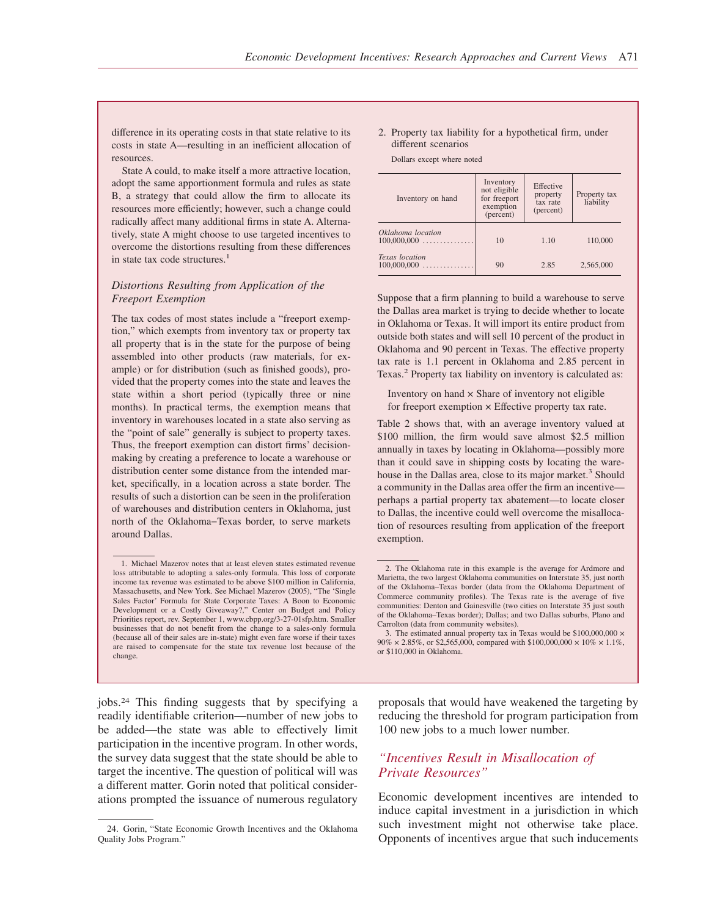difference in its operating costs in that state relative to its costs in state A—resulting in an inefficient allocation of resources.

State A could, to make itself a more attractive location, adopt the same apportionment formula and rules as state B, a strategy that could allow the firm to allocate its resources more efficiently; however, such a change could radically affect many additional firms in state A. Alternatively, state A might choose to use targeted incentives to overcome the distortions resulting from these differences in state tax code structures.[1]

### *Distortions Resulting from Application of the Freeport Exemption*

The tax codes of most states include a "freeport exemption," which exempts from inventory tax or property tax all property that is in the state for the purpose of being assembled into other products (raw materials, for example) or for distribution (such as finished goods), provided that the property comes into the state and leaves the state within a short period (typically three or nine months). In practical terms, the exemption means that inventory in warehouses located in a state also serving as the "point of sale" generally is subject to property taxes. Thus, the freeport exemption can distort firms' decision-making by creating a preference to locate a warehouse or distribution center some distance from the intended market, specifically, in a location across a state border. The results of such a distortion can be seen in the proliferation of warehouses and distribution centers in Oklahoma, just north of the Oklahoma–Texas border, to serve markets around Dallas.

2. Property tax liability for a hypothetical firm, under different scenarios

Dollars except where noted

| Inventory on hand | Inventory not eligible for freeport exemption (percent) | Effective property tax rate (percent) | Property tax liability |
|---|---|---|---|
| *Oklahoma location* | | | |
| 100,000,000 | 10 | 1.10 | 110,000 |
| *Texas location* | | | |
| 100,000,000 | 90 | 2.85 | 2,565,000 |

Suppose that a firm planning to build a warehouse to serve the Dallas area market is trying to decide whether to locate in Oklahoma or Texas. It will import its entire product from outside both states and will sell 10 percent of the product in Oklahoma and 90 percent in Texas. The effective property tax rate is 1.1 percent in Oklahoma and 2.85 percent in Texas.[2] Property tax liability on inventory is calculated as:

Inventory on hand × Share of inventory not eligible for freeport exemption × Effective property tax rate.

Table 2 shows that, with an average inventory valued at \$100 million, the firm would save almost \$2.5 million annually in taxes by locating in Oklahoma—possibly more than it could save in shipping costs by locating the warehouse in the Dallas area, close to its major market.[3] Should a community in the Dallas area offer the firm an incentive—perhaps a partial property tax abatement—to locate closer to Dallas, the incentive could well overcome the misallocation of resources resulting from application of the freeport exemption.

1. Michael Mazerov notes that at least eleven states estimated revenue loss attributable to adopting a sales-only formula. This loss of corporate income tax revenue was estimated to be above \$100 million in California, Massachusetts, and New York. See Michael Mazerov (2005), "The 'Single Sales Factor' Formula for State Corporate Taxes: A Boon to Economic Development or a Costly Giveaway?," Center on Budget and Policy Priorities report, rev. September 1, www.cbpp.org/3-27-01sfp.htm. Smaller businesses that do not benefit from the change to a sales-only formula (because all of their sales are in-state) might even fare worse if their taxes are raised to compensate for the state tax revenue lost because of the change.

2. The Oklahoma rate in this example is the average for Ardmore and Marietta, the two largest Oklahoma communities on Interstate 35, just north of the Oklahoma–Texas border (data from the Oklahoma Department of Commerce community profiles). The Texas rate is the average of five communities: Denton and Gainesville (two cities on Interstate 35 just south of the Oklahoma–Texas border); Dallas; and two Dallas suburbs, Plano and Carrolton (data from community websites).

3. The estimated annual property tax in Texas would be \$100,000,000 × 90% × 2.85%, or \$2,565,000, compared with \$100,000,000 × 10% × 1.1%, or \$110,000 in Oklahoma.

jobs.[24] This finding suggests that by specifying a readily identifiable criterion—number of new jobs to be added—the state was able to effectively limit participation in the incentive program. In other words, the survey data suggest that the state should be able to target the incentive. The question of political will was a different matter. Gorin noted that political considerations prompted the issuance of numerous regulatory proposals that would have weakened the targeting by reducing the threshold for program participation from 100 new jobs to a much lower number.

## *"Incentives Result in Misallocation of Private Resources"*

Economic development incentives are intended to induce capital investment in a jurisdiction in which such investment might not otherwise take place. Opponents of incentives argue that such inducements

24. Gorin, "State Economic Growth Incentives and the Oklahoma Quality Jobs Program."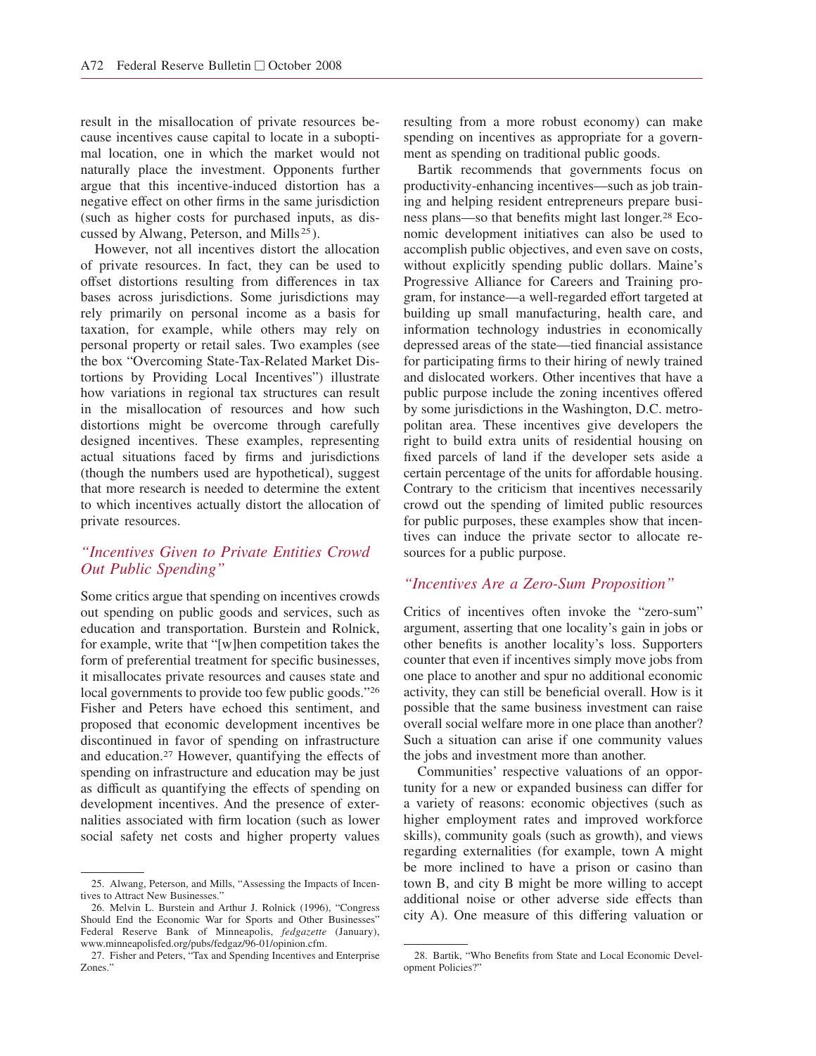result in the misallocation of private resources because incentives cause capital to locate in a suboptimal location, one in which the market would not naturally place the investment. Opponents further argue that this incentive-induced distortion has a negative effect on other firms in the same jurisdiction (such as higher costs for purchased inputs, as discussed by Alwang, Peterson, and Mills[25]).

However, not all incentives distort the allocation of private resources. In fact, they can be used to offset distortions resulting from differences in tax bases across jurisdictions. Some jurisdictions may rely primarily on personal income as a basis for taxation, for example, while others may rely on personal property or retail sales. Two examples (see the box "Overcoming State-Tax-Related Market Distortions by Providing Local Incentives") illustrate how variations in regional tax structures can result in the misallocation of resources and how such distortions might be overcome through carefully designed incentives. These examples, representing actual situations faced by firms and jurisdictions (though the numbers used are hypothetical), suggest that more research is needed to determine the extent to which incentives actually distort the allocation of private resources.

### *"Incentives Given to Private Entities Crowd Out Public Spending"*

Some critics argue that spending on incentives crowds out spending on public goods and services, such as education and transportation. Burstein and Rolnick, for example, write that "[w]hen competition takes the form of preferential treatment for specific businesses, it misallocates private resources and causes state and local governments to provide too few public goods."[26] Fisher and Peters have echoed this sentiment, and proposed that economic development incentives be discontinued in favor of spending on infrastructure and education.[27] However, quantifying the effects of spending on infrastructure and education may be just as difficult as quantifying the effects of spending on development incentives. And the presence of externalities associated with firm location (such as lower social safety net costs and higher property values resulting from a more robust economy) can make spending on incentives as appropriate for a government as spending on traditional public goods.

Bartik recommends that governments focus on productivity-enhancing incentives—such as job training and helping resident entrepreneurs prepare business plans—so that benefits might last longer.[28] Economic development initiatives can also be used to accomplish public objectives, and even save on costs, without explicitly spending public dollars. Maine's Progressive Alliance for Careers and Training program, for instance—a well-regarded effort targeted at building up small manufacturing, health care, and information technology industries in economically depressed areas of the state—tied financial assistance for participating firms to their hiring of newly trained and dislocated workers. Other incentives that have a public purpose include the zoning incentives offered by some jurisdictions in the Washington, D.C. metropolitan area. These incentives give developers the right to build extra units of residential housing on fixed parcels of land if the developer sets aside a certain percentage of the units for affordable housing. Contrary to the criticism that incentives necessarily crowd out the spending of limited public resources for public purposes, these examples show that incentives can induce the private sector to allocate resources for a public purpose.

### *"Incentives Are a Zero-Sum Proposition"*

Critics of incentives often invoke the "zero-sum" argument, asserting that one locality's gain in jobs or other benefits is another locality's loss. Supporters counter that even if incentives simply move jobs from one place to another and spur no additional economic activity, they can still be beneficial overall. How is it possible that the same business investment can raise overall social welfare more in one place than another? Such a situation can arise if one community values the jobs and investment more than another.

Communities' respective valuations of an opportunity for a new or expanded business can differ for a variety of reasons: economic objectives (such as higher employment rates and improved workforce skills), community goals (such as growth), and views regarding externalities (for example, town A might be more inclined to have a prison or casino than town B, and city B might be more willing to accept additional noise or other adverse side effects than city A). One measure of this differing valuation or

---

25. Alwang, Peterson, and Mills, "Assessing the Impacts of Incentives to Attract New Businesses."

26. Melvin L. Burstein and Arthur J. Rolnick (1996), "Congress Should End the Economic War for Sports and Other Businesses" Federal Reserve Bank of Minneapolis, *fedgazette* (January), www.minneapolisfed.org/pubs/fedgaz/96-01/opinion.cfm.

27. Fisher and Peters, "Tax and Spending Incentives and Enterprise Zones."

28. Bartik, "Who Benefits from State and Local Economic Development Policies?"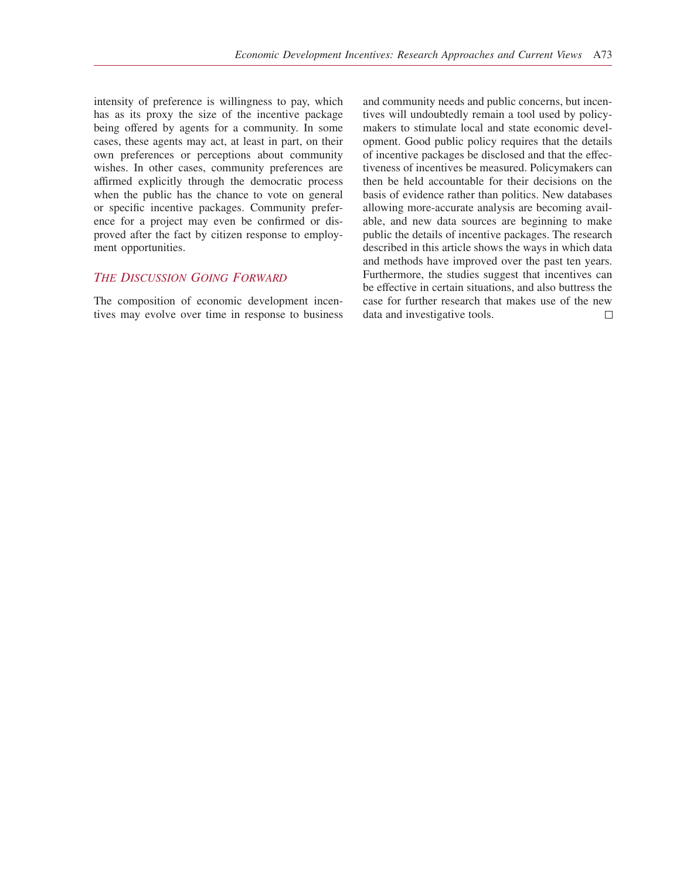intensity of preference is willingness to pay, which has as its proxy the size of the incentive package being offered by agents for a community. In some cases, these agents may act, at least in part, on their own preferences or perceptions about community wishes. In other cases, community preferences are affirmed explicitly through the democratic process when the public has the chance to vote on general or specific incentive packages. Community preference for a project may even be confirmed or disproved after the fact by citizen response to employment opportunities.

## *The Discussion Going Forward*

The composition of economic development incentives may evolve over time in response to business and community needs and public concerns, but incentives will undoubtedly remain a tool used by policymakers to stimulate local and state economic development. Good public policy requires that the details of incentive packages be disclosed and that the effectiveness of incentives be measured. Policymakers can then be held accountable for their decisions on the basis of evidence rather than politics. New databases allowing more-accurate analysis are becoming available, and new data sources are beginning to make public the details of incentive packages. The research described in this article shows the ways in which data and methods have improved over the past ten years. Furthermore, the studies suggest that incentives can be effective in certain situations, and also buttress the case for further research that makes use of the new data and investigative tools. □